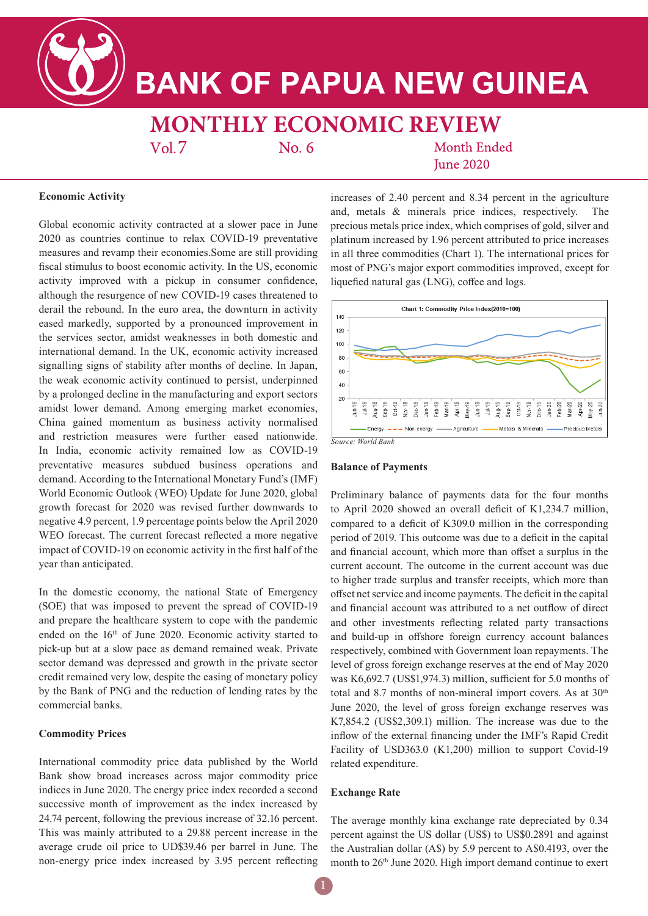# BANK OF PAPUA NEW GUINEA

## MONTHLY ECONOMIC REVIEW

Vol. 7 No. 6 Month Ended June 2020

### Economic Activity

Global economic activity contracted at a slower pace in June 2020 as countries continue to relax COVID-19 preventative measures and revamp their economies.Some are still providing fiscal stimulus to boost economic activity. In the US, economic activity improved with a pickup in consumer confidence, although the resurgence of new COVID-19 cases threatened to derail the rebound. In the euro area, the downturn in activity eased markedly, supported by a pronounced improvement in the services sector, amidst weaknesses in both domestic and international demand. In the UK, economic activity increased signalling signs of stability after months of decline. In Japan, the weak economic activity continued to persist, underpinned by a prolonged decline in the manufacturing and export sectors amidst lower demand. Among emerging market economies, China gained momentum as business activity normalised and restriction measures were further eased nationwide. In India, economic activity remained low as COVID-19 preventative measures subdued business operations and demand. According to the International Monetary Fund's (IMF) World Economic Outlook (WEO) Update for June 2020, global growth forecast for 2020 was revised further downwards to negative 4.9 percent, 1.9 percentage points below the April 2020 WEO forecast. The current forecast reflected a more negative impact of COVID-19 on economic activity in the first half of the year than anticipated.

In the domestic economy, the national State of Emergency (SOE) that was imposed to prevent the spread of COVID-19 and prepare the healthcare system to cope with the pandemic ended on the 16th of June 2020. Economic activity started to pick-up but at a slow pace as demand remained weak. Private sector demand was depressed and growth in the private sector credit remained very low, despite the easing of monetary policy by the Bank of PNG and the reduction of lending rates by the commercial banks.

### Commodity Prices

International commodity price data published by the World Bank show broad increases across major commodity price indices in June 2020. The energy price index recorded a second successive month of improvement as the index increased by 24.74 percent, following the previous increase of 32.16 percent. This was mainly attributed to a 29.88 percent increase in the average crude oil price to UD$39.46 per barrel in June. The non-energy price index increased by 3.95 percent reflecting increases of 2.40 percent and 8.34 percent in the agriculture and, metals & minerals price indices, respectively. The precious metals price index, which comprises of gold, silver and platinum increased by 1.96 percent attributed to price increases in all three commodities (Chart 1). The international prices for most of PNG's major export commodities improved, except for liquefied natural gas (LNG), coffee and logs.

Chart 1: Commodity Price Index(2010=100)

*Source: World Bank*

### Balance of Payments

Preliminary balance of payments data for the four months to April 2020 showed an overall deficit of K1,234.7 million, compared to a deficit of K309.0 million in the corresponding period of 2019. This outcome was due to a deficit in the capital and financial account, which more than offset a surplus in the current account. The outcome in the current account was due to higher trade surplus and transfer receipts, which more than offset net service and income payments. The deficit in the capital and financial account was attributed to a net outflow of direct and other investments reflecting related party transactions and build-up in offshore foreign currency account balances respectively, combined with Government loan repayments. The level of gross foreign exchange reserves at the end of May 2020 was K6,692.7 (US$1,974.3) million, sufficient for 5.0 months of total and 8.7 months of non-mineral import covers. As at 30th June 2020, the level of gross foreign exchange reserves was K7,854.2 (US$2,309.1) million. The increase was due to the inflow of the external financing under the IMF's Rapid Credit Facility of USD363.0 (K1,200) million to support Covid-19 related expenditure.

### Exchange Rate

The average monthly kina exchange rate depreciated by 0.34 percent against the US dollar (US$) to US$0.2891 and against the Australian dollar (A$) by 5.9 percent to A$0.4193, over the month to 26th June 2020. High import demand continue to exert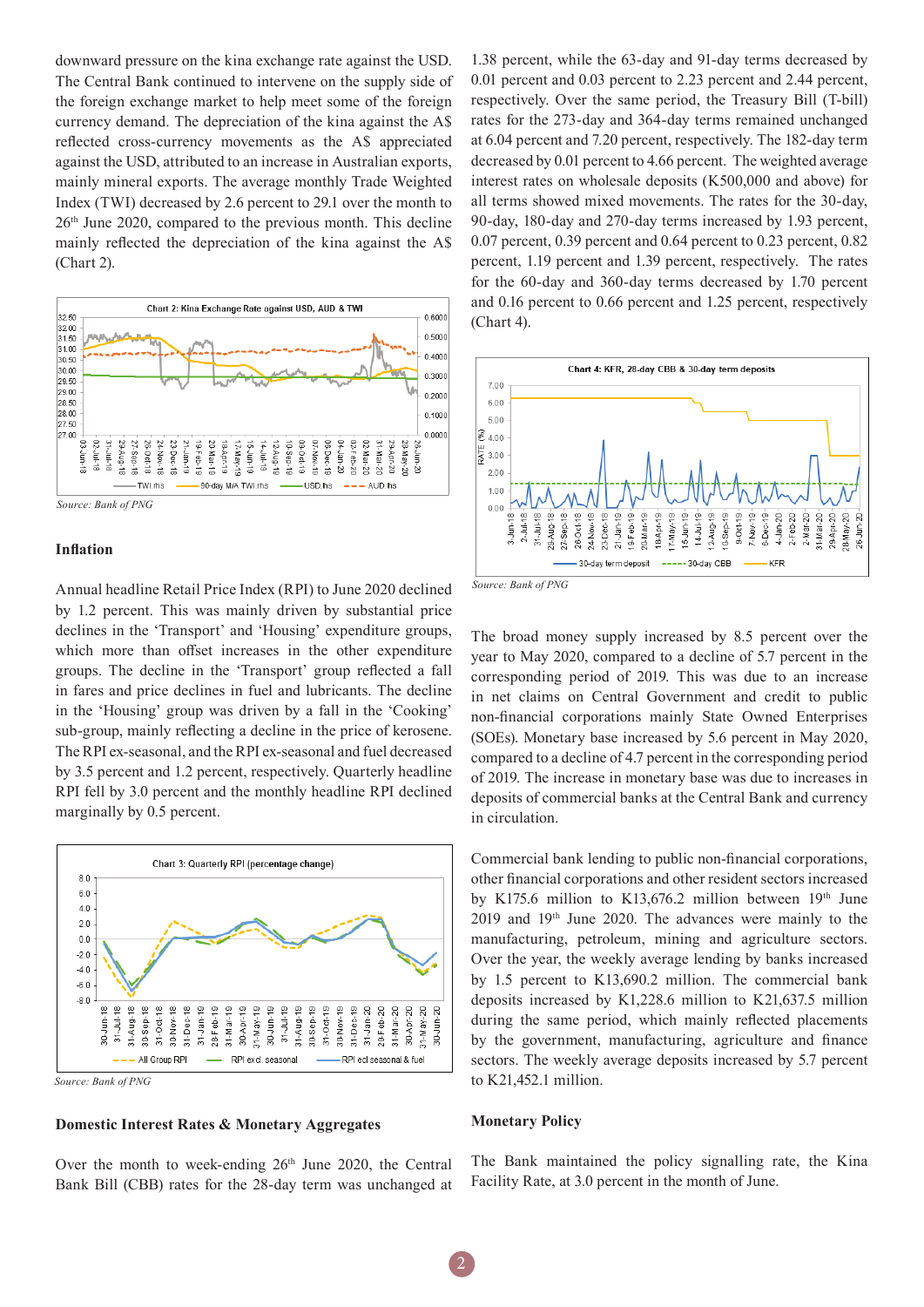downward pressure on the kina exchange rate against the USD. The Central Bank continued to intervene on the supply side of the foreign exchange market to help meet some of the foreign currency demand. The depreciation of the kina against the A$ reflected cross-currency movements as the A$ appreciated against the USD, attributed to an increase in Australian exports, mainly mineral exports. The average monthly Trade Weighted Index (TWI) decreased by 2.6 percent to 29.1 over the month to 26th June 2020, compared to the previous month. This decline mainly reflected the depreciation of the kina against the A$ (Chart 2).

Chart 2: Kina Exchange Rate against USD, AUD & TWI

Source: Bank of PNG

## Inflation

Annual headline Retail Price Index (RPI) to June 2020 declined by 1.2 percent. This was mainly driven by substantial price declines in the 'Transport' and 'Housing' expenditure groups, which more than offset increases in the other expenditure groups. The decline in the 'Transport' group reflected a fall in fares and price declines in fuel and lubricants. The decline in the 'Housing' group was driven by a fall in the 'Cooking' sub-group, mainly reflecting a decline in the price of kerosene. The RPI ex-seasonal, and the RPI ex-seasonal and fuel decreased by 3.5 percent and 1.2 percent, respectively. Quarterly headline RPI fell by 3.0 percent and the monthly headline RPI declined marginally by 0.5 percent.

Chart 3: Quarterly RPI (percentage change)

Source: Bank of PNG

## Domestic Interest Rates & Monetary Aggregates

Over the month to week-ending 26th June 2020, the Central Bank Bill (CBB) rates for the 28-day term was unchanged at 1.38 percent, while the 63-day and 91-day terms decreased by 0.01 percent and 0.03 percent to 2.23 percent and 2.44 percent, respectively. Over the same period, the Treasury Bill (T-bill) rates for the 273-day and 364-day terms remained unchanged at 6.04 percent and 7.20 percent, respectively. The 182-day term decreased by 0.01 percent to 4.66 percent. The weighted average interest rates on wholesale deposits (K500,000 and above) for all terms showed mixed movements. The rates for the 30-day, 90-day, 180-day and 270-day terms increased by 1.93 percent, 0.07 percent, 0.39 percent and 0.64 percent to 0.23 percent, 0.82 percent, 1.19 percent and 1.39 percent, respectively. The rates for the 60-day and 360-day terms decreased by 1.70 percent and 0.16 percent to 0.66 percent and 1.25 percent, respectively (Chart 4).

Chart 4: KFR, 28-day CBB & 30-day term deposits

Source: Bank of PNG

The broad money supply increased by 8.5 percent over the year to May 2020, compared to a decline of 5.7 percent in the corresponding period of 2019. This was due to an increase in net claims on Central Government and credit to public non-financial corporations mainly State Owned Enterprises (SOEs). Monetary base increased by 5.6 percent in May 2020, compared to a decline of 4.7 percent in the corresponding period of 2019. The increase in monetary base was due to increases in deposits of commercial banks at the Central Bank and currency in circulation.

Commercial bank lending to public non-financial corporations, other financial corporations and other resident sectors increased by K175.6 million to K13,676.2 million between 19th June 2019 and 19th June 2020. The advances were mainly to the manufacturing, petroleum, mining and agriculture sectors. Over the year, the weekly average lending by banks increased by 1.5 percent to K13,690.2 million. The commercial bank deposits increased by K1,228.6 million to K21,637.5 million during the same period, which mainly reflected placements by the government, manufacturing, agriculture and finance sectors. The weekly average deposits increased by 5.7 percent to K21,452.1 million.

## Monetary Policy

The Bank maintained the policy signalling rate, the Kina Facility Rate, at 3.0 percent in the month of June.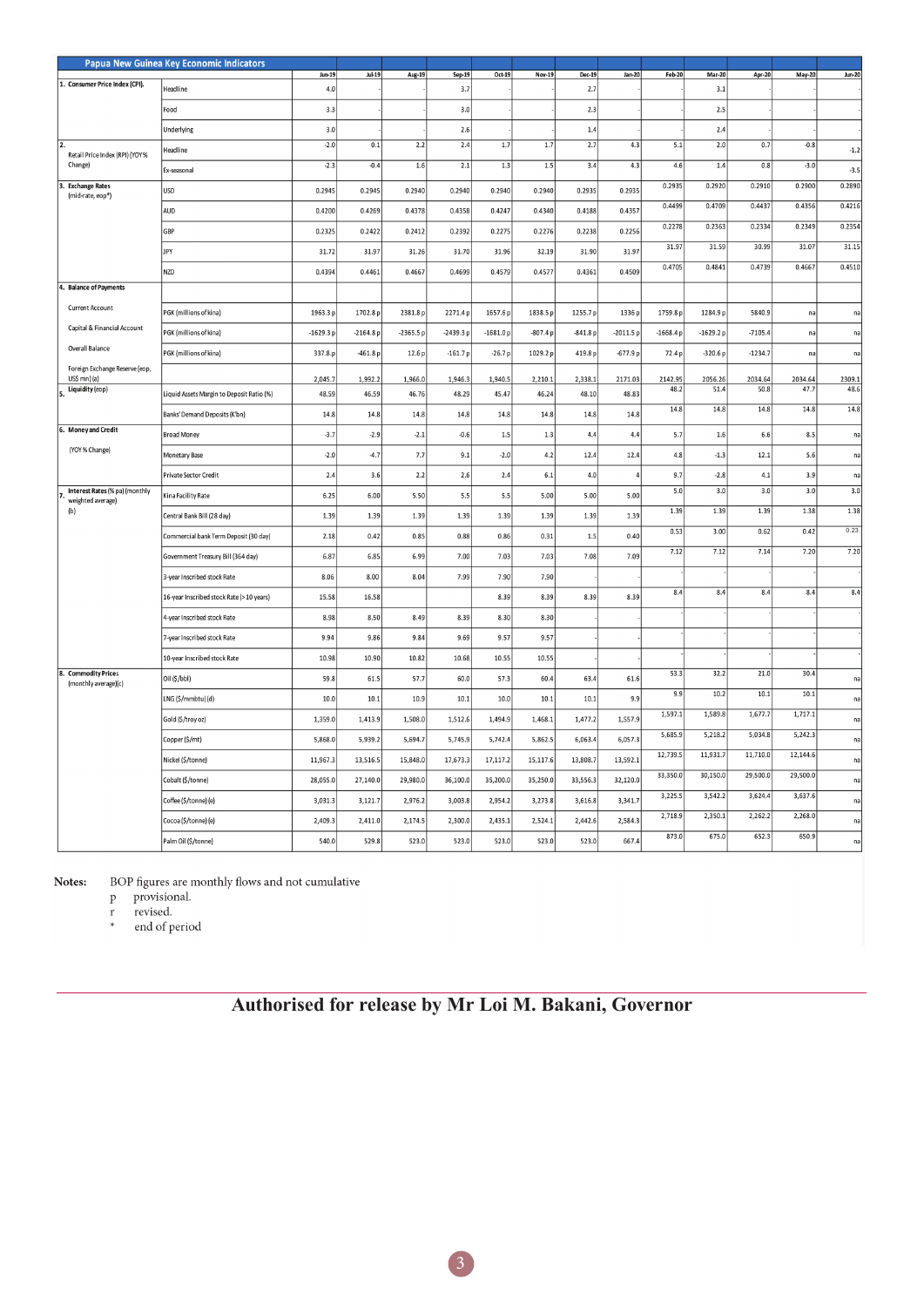## Papua New Guinea Key Economic Indicators

| | | Jun-19 | Jul-19 | Aug-19 | Sep-19 | Oct-19 | Nov-19 | Dec-19 | Jan-20 | Feb-20 | Mar-20 | Apr-20 | May-20 | Jun-20 |
|---|---|---|---|---|---|---|---|---|---|---|---|---|---|---|
| 1. Consumer Price Index (CPI). | Headline | 4.0 | | | 3.7 | | | 2.7 | | | 3.1 | | | |
| | Food | 3.3 | | | 3.0 | | | 2.3 | | | 2.5 | | | |
| | Underlying | 3.0 | | | 2.6 | | | 1.4 | | | 2.4 | | | |
| 2. Retail Price Index (RPI) (YOY % Change) | Headline | -2.0 | 0.1 | 2.2 | 2.4 | 1.7 | 1.7 | 2.7 | 4.3 | 5.1 | 2.0 | 0.7 | -0.8 | -1.2 |
| | Ex-seasonal | -2.3 | -0.4 | 1.6 | 2.1 | 1.3 | 1.5 | 3.4 | 4.3 | 4.6 | 1.4 | 0.8 | -3.0 | -3.5 |
| 3. Exchange Rates (mid-rate, eop*) | USD | 0.2945 | 0.2945 | 0.2940 | 0.2940 | 0.2940 | 0.2940 | 0.2935 | 0.2935 | 0.2935 | 0.2920 | 0.2910 | 0.2900 | 0.2890 |
| | AUD | 0.4200 | 0.4269 | 0.4378 | 0.4358 | 0.4247 | 0.4340 | 0.4188 | 0.4357 | 0.4499 | 0.4709 | 0.4437 | 0.4356 | 0.4216 |
| | GBP | 0.2325 | 0.2422 | 0.2412 | 0.2392 | 0.2275 | 0.2276 | 0.2238 | 0.2256 | 0.2278 | 0.2363 | 0.2334 | 0.2349 | 0.2354 |
| | JPY | 31.72 | 31.97 | 31.26 | 31.70 | 31.96 | 32.19 | 31.90 | 31.97 | 31.97 | 31.59 | 30.99 | 31.07 | 31.15 |
| | NZD | 0.4394 | 0.4461 | 0.4667 | 0.4699 | 0.4579 | 0.4577 | 0.4361 | 0.4509 | 0.4705 | 0.4841 | 0.4739 | 0.4667 | 0.4510 |
| 4. Balance of Payments | | | | | | | | | | | | | | |
| Current Account | PGK (millions of kina) | 1963.3 p | 1702.8 p | 2381.8 p | 2271.4 p | 1657.6 p | 1838.5 p | 1255.7 p | 1336 p | 1759.8 p | 1284.9 p | 5840.9 | na | na |
| Capital & Financial Account | PGK (millions of kina) | -1629.3 p | -2164.8 p | -2365.5 p | -2439.3 p | -1681.0 p | -807.4 p | -841.8 p | -2011.5 p | -1668.4 p | -1629.2 p | -7105.4 | na | na |
| Overall Balance | PGK (millions of kina) | 337.8 p | -461.8 p | 12.6 p | -161.7 p | -26.7 p | 1029.2 p | 419.8 p | -677.9 p | 72.4 p | -320.6 p | -1234.7 | na | na |
| Foreign Exchange Reserve (eop, US$ mn) (a) | | 2,045.7 | 1,992.2 | 1,966.0 | 1,946.3 | 1,940.5 | 2,210.1 | 2,338.1 | 2171.03 | 2142.95 | 2056.26 | 2034.64 | 2034.64 | 2309.1 |
| 5. Liquidity (eop) | Liquid Assets Margin to Deposit Ratio (%) | 48.59 | 46.59 | 46.76 | 48.29 | 45.47 | 46.24 | 48.10 | 48.83 | 48.2 | 51.4 | 50.8 | 47.7 | 48.6 |
| | Banks' Demand Deposits (K'bn) | 14.8 | 14.8 | 14.8 | 14.8 | 14.8 | 14.8 | 14.8 | 14.8 | 14.8 | 14.8 | 14.8 | 14.8 | 14.8 |
| 6. Money and Credit (YOY % Change) | Broad Money | -3.7 | -2.9 | -2.1 | -0.6 | 1.5 | 1.3 | 4.4 | 4.4 | 5.7 | 1.6 | 6.6 | 8.5 | na |
| | Monetary Base | -2.0 | -4.7 | 7.7 | 9.1 | -2.0 | 4.2 | 12.4 | 12.4 | 4.8 | -1.3 | 12.1 | 5.6 | na |
| | Private Sector Credit | 2.4 | 3.6 | 2.2 | 2.6 | 2.4 | 6.1 | 4.0 | 4 | 9.7 | -2.8 | 4.1 | 3.9 | na |
| 7. Interest Rates (% pa) (monthly weighted average) (b) | Kina Facility Rate | 6.25 | 6.00 | 5.50 | 5.5 | 5.5 | 5.00 | 5.00 | 5.00 | 5.0 | 3.0 | 3.0 | 3.0 | 3.0 |
| | Central Bank Bill (28 day) | 1.39 | 1.39 | 1.39 | 1.39 | 1.39 | 1.39 | 1.39 | 1.39 | 1.39 | 1.39 | 1.39 | 1.38 | 1.38 |
| | Commercial bank Term Deposit (30 day) | 2.18 | 0.42 | 0.85 | 0.88 | 0.86 | 0.31 | 1.5 | 0.40 | 0.53 | 3.00 | 0.62 | 0.42 | 0.23 |
| | Government Treasury Bill (364 day) | 6.87 | 6.85 | 6.99 | 7.00 | 7.03 | 7.03 | 7.08 | 7.09 | 7.12 | 7.12 | 7.14 | 7.20 | 7.20 |
| | 3-year Inscribed stock Rate | 8.06 | 8.00 | 8.04 | 7.99 | 7.90 | 7.90 | - | - | - | - | - | - | - |
| | 16-year Inscribed stock Rate (> 10 years) | 15.58 | 16.58 | | | 8.39 | 8.39 | 8.39 | 8.39 | 8.4 | 8.4 | 8.4 | 8.4 | 8.4 |
| | 4-year Inscribed stock Rate | 8.98 | 8.50 | 8.49 | 8.39 | 8.30 | 8.30 | - | - | - | - | - | - | - |
| | 7-year Inscribed stock Rate | 9.94 | 9.86 | 9.84 | 9.69 | 9.57 | 9.57 | - | - | - | - | - | - | - |
| | 10-year Inscribed stock Rate | 10.98 | 10.90 | 10.82 | 10.68 | 10.55 | 10.55 | - | - | - | - | - | - | - |
| 8. Commodity Prices (monthly average)(c) | Oil ($/bbl) | 59.8 | 61.5 | 57.7 | 60.0 | 57.3 | 60.4 | 63.4 | 61.6 | 53.3 | 32.2 | 21.0 | 30.4 | na |
| | LNG ($/mmbtu) (d) | 10.0 | 10.1 | 10.9 | 10.1 | 10.0 | 10.1 | 10.1 | 9.9 | 9.9 | 10.2 | 10.1 | 10.1 | na |
| | Gold ($/troy oz) | 1,359.0 | 1,413.9 | 1,508.0 | 1,512.6 | 1,494.9 | 1,468.1 | 1,477.2 | 1,557.9 | 1,597.1 | 1,589.8 | 1,677.7 | 1,717.1 | na |
| | Copper ($/mt) | 5,868.0 | 5,939.2 | 5,694.7 | 5,745.9 | 5,742.4 | 5,862.5 | 6,063.4 | 6,057.3 | 5,685.9 | 5,218.2 | 5,034.8 | 5,242.3 | na |
| | Nickel ($/tonne) | 11,967.3 | 13,516.5 | 15,848.0 | 17,673.3 | 17,117.2 | 15,117.6 | 13,808.7 | 13,592.1 | 12,739.5 | 11,931.7 | 11,710.0 | 12,144.6 | na |
| | Cobalt ($/tonne) | 28,055.0 | 27,140.0 | 29,980.0 | 36,100.0 | 35,200.0 | 35,250.0 | 33,556.3 | 32,120.0 | 33,350.0 | 30,150.0 | 29,500.0 | 29,500.0 | na |
| | Coffee ($/tonne) (e) | 3,031.3 | 3,121.7 | 2,976.2 | 3,003.8 | 2,954.2 | 3,273.8 | 3,616.8 | 3,341.7 | 3,225.5 | 3,542.2 | 3,624.4 | 3,637.6 | na |
| | Cocoa ($/tonne) (e) | 2,409.3 | 2,411.0 | 2,174.5 | 2,300.0 | 2,435.1 | 2,524.1 | 2,442.6 | 2,584.3 | 2,718.9 | 2,350.1 | 2,262.2 | 2,268.0 | na |
| | Palm Oil ($/tonne) | 540.0 | 529.8 | 523.0 | 523.0 | 523.0 | 523.0 | 523.0 | 667.4 | 873.0 | 675.0 | 652.3 | 650.9 | na |

**Notes:** BOP figures are monthly flows and not cumulative

p provisional.

r revised.

\* end of period

---

# Authorised for release by Mr Loi M. Bakani, Governor